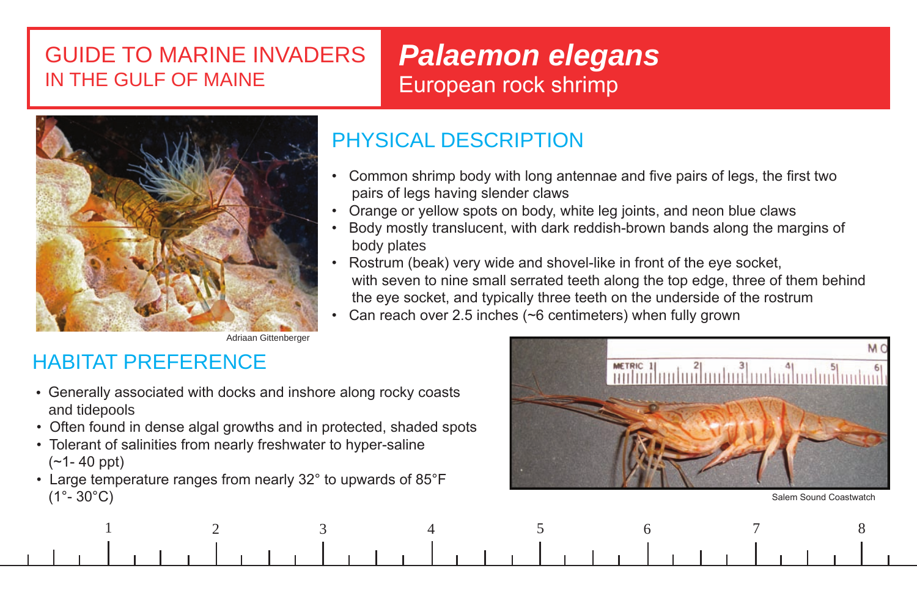# GUIDE TO MARINE INVADERS IN THE GULF OF MAINE

# *Palaemon elegans*

## European rock shrimp

Adriaan Gittenberger

## PHYSICAL DESCRIPTION

- Common shrimp body with long antennae and five pairs of legs, the first two pairs of legs having slender claws
- Orange or yellow spots on body, white leg joints, and neon blue claws
- Body mostly translucent, with dark reddish-brown bands along the margins of body plates
- Rostrum (beak) very wide and shovel-like in front of the eye socket, with seven to nine small serrated teeth along the top edge, three of them behind the eye socket, and typically three teeth on the underside of the rostrum
- Can reach over 2.5 inches (~6 centimeters) when fully grown

## HABITAT PREFERENCE

- Generally associated with docks and inshore along rocky coasts and tidepools
- Often found in dense algal growths and in protected, shaded spots
- Tolerant of salinities from nearly freshwater to hyper-saline (~1- 40 ppt)
- Large temperature ranges from nearly 32° to upwards of 85°F (1°- 30°C)

Salem Sound Coastwatch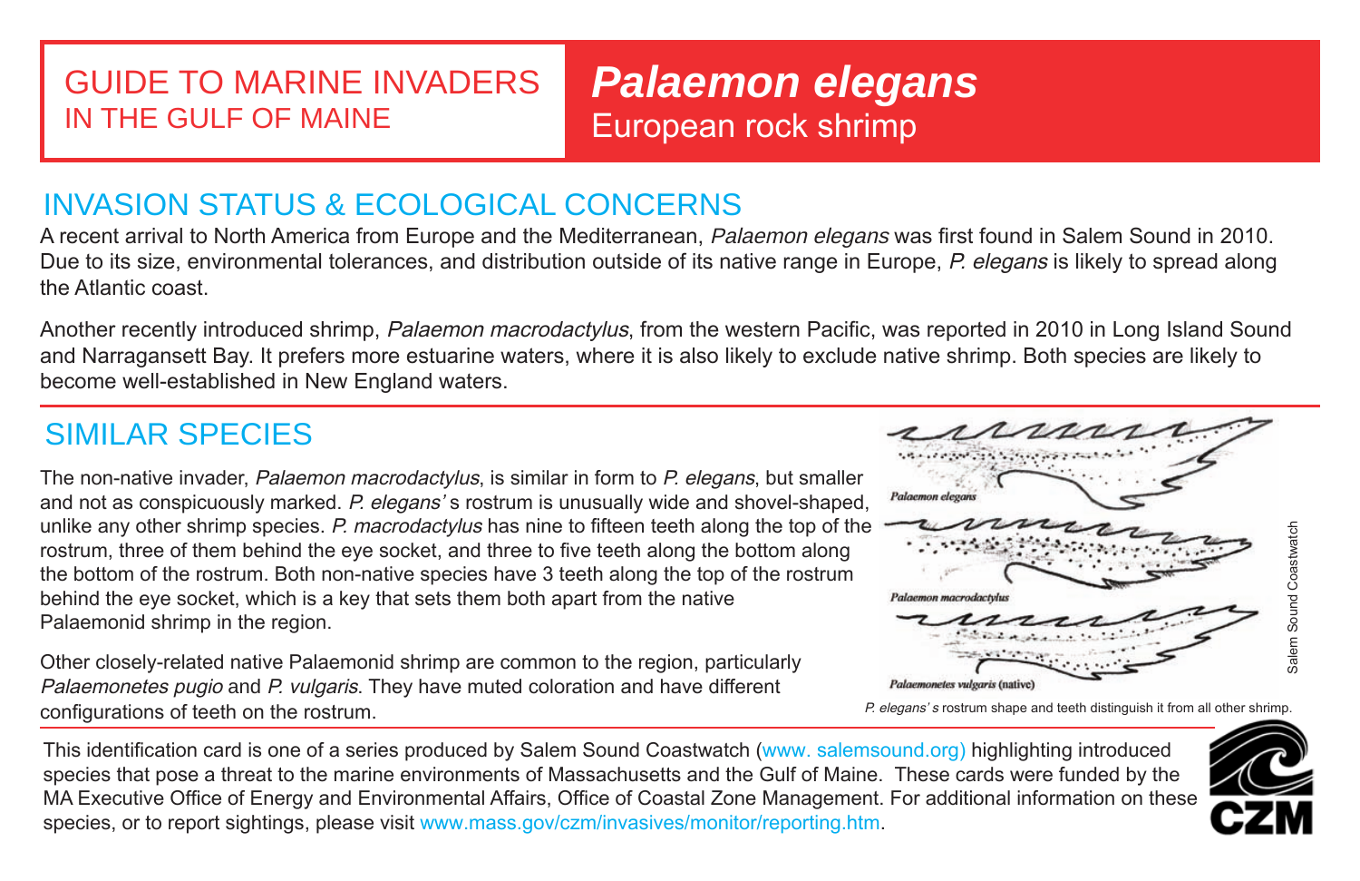# GUIDE TO MARINE INVADERS IN THE GULF OF MAINE

# *Palaemon elegans*

European rock shrimp

## INVASION STATUS & ECOLOGICAL CONCERNS

A recent arrival to North America from Europe and the Mediterranean, *Palaemon elegans* was first found in Salem Sound in 2010. Due to its size, environmental tolerances, and distribution outside of its native range in Europe, *P. elegans* is likely to spread along the Atlantic coast.

Another recently introduced shrimp, *Palaemon macrodactylus*, from the western Pacific, was reported in 2010 in Long Island Sound and Narragansett Bay. It prefers more estuarine waters, where it is also likely to exclude native shrimp. Both species are likely to become well-established in New England waters.

## SIMILAR SPECIES

The non-native invader, *Palaemon macrodactylus*, is similar in form to *P. elegans*, but smaller and not as conspicuously marked. *P. elegans'* s rostrum is unusually wide and shovel-shaped, unlike any other shrimp species. *P. macrodactylus* has nine to fifteen teeth along the top of the rostrum, three of them behind the eye socket, and three to five teeth along the bottom along the bottom of the rostrum. Both non-native species have 3 teeth along the top of the rostrum behind the eye socket, which is a key that sets them both apart from the native Palaemonid shrimp in the region.

Other closely-related native Palaemonid shrimp are common to the region, particularly *Palaemonetes pugio* and *P. vulgaris*. They have muted coloration and have different configurations of teeth on the rostrum.

*Palaemon elegans*

*Palaemon macrodactylus*

*Palaemonetes vulgaris* (native)

Salem Sound Coastwatch

*P. elegans' s* rostrum shape and teeth distinguish it from all other shrimp.

This identification card is one of a series produced by Salem Sound Coastwatch (www. salemsound.org) highlighting introduced species that pose a threat to the marine environments of Massachusetts and the Gulf of Maine. These cards were funded by the MA Executive Office of Energy and Environmental Affairs, Office of Coastal Zone Management. For additional information on these species, or to report sightings, please visit www.mass.gov/czm/invasives/monitor/reporting.htm.

CZM